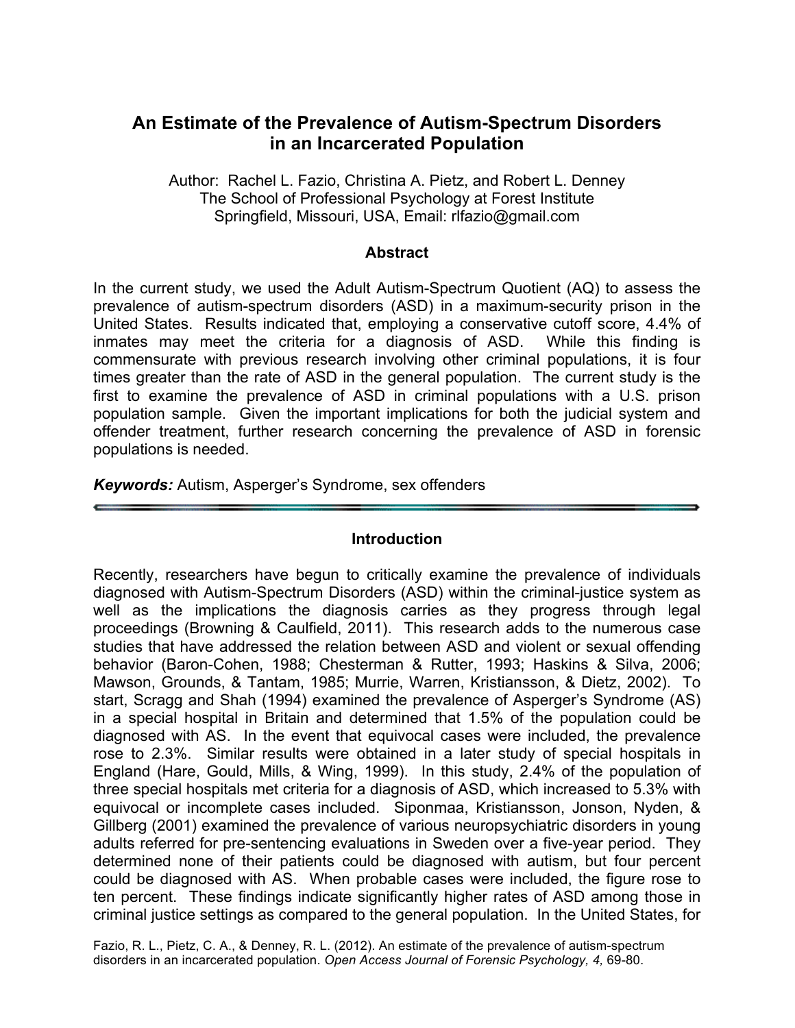# An Estimate of the Prevalence of Autism-Spectrum Disorders in an Incarcerated Population

Author: Rachel L. Fazio, Christina A. Pietz, and Robert L. Denney
The School of Professional Psychology at Forest Institute
Springfield, Missouri, USA, Email: rlfazio@gmail.com

## Abstract

In the current study, we used the Adult Autism-Spectrum Quotient (AQ) to assess the prevalence of autism-spectrum disorders (ASD) in a maximum-security prison in the United States. Results indicated that, employing a conservative cutoff score, 4.4% of inmates may meet the criteria for a diagnosis of ASD. While this finding is commensurate with previous research involving other criminal populations, it is four times greater than the rate of ASD in the general population. The current study is the first to examine the prevalence of ASD in criminal populations with a U.S. prison population sample. Given the important implications for both the judicial system and offender treatment, further research concerning the prevalence of ASD in forensic populations is needed.

***Keywords:*** Autism, Asperger's Syndrome, sex offenders

---

## Introduction

Recently, researchers have begun to critically examine the prevalence of individuals diagnosed with Autism-Spectrum Disorders (ASD) within the criminal-justice system as well as the implications the diagnosis carries as they progress through legal proceedings (Browning & Caulfield, 2011). This research adds to the numerous case studies that have addressed the relation between ASD and violent or sexual offending behavior (Baron-Cohen, 1988; Chesterman & Rutter, 1993; Haskins & Silva, 2006; Mawson, Grounds, & Tantam, 1985; Murrie, Warren, Kristiansson, & Dietz, 2002). To start, Scragg and Shah (1994) examined the prevalence of Asperger's Syndrome (AS) in a special hospital in Britain and determined that 1.5% of the population could be diagnosed with AS. In the event that equivocal cases were included, the prevalence rose to 2.3%. Similar results were obtained in a later study of special hospitals in England (Hare, Gould, Mills, & Wing, 1999). In this study, 2.4% of the population of three special hospitals met criteria for a diagnosis of ASD, which increased to 5.3% with equivocal or incomplete cases included. Siponmaa, Kristiansson, Jonson, Nyden, & Gillberg (2001) examined the prevalence of various neuropsychiatric disorders in young adults referred for pre-sentencing evaluations in Sweden over a five-year period. They determined none of their patients could be diagnosed with autism, but four percent could be diagnosed with AS. When probable cases were included, the figure rose to ten percent. These findings indicate significantly higher rates of ASD among those in criminal justice settings as compared to the general population. In the United States, for

Fazio, R. L., Pietz, C. A., & Denney, R. L. (2012). An estimate of the prevalence of autism-spectrum disorders in an incarcerated population. *Open Access Journal of Forensic Psychology, 4,* 69-80.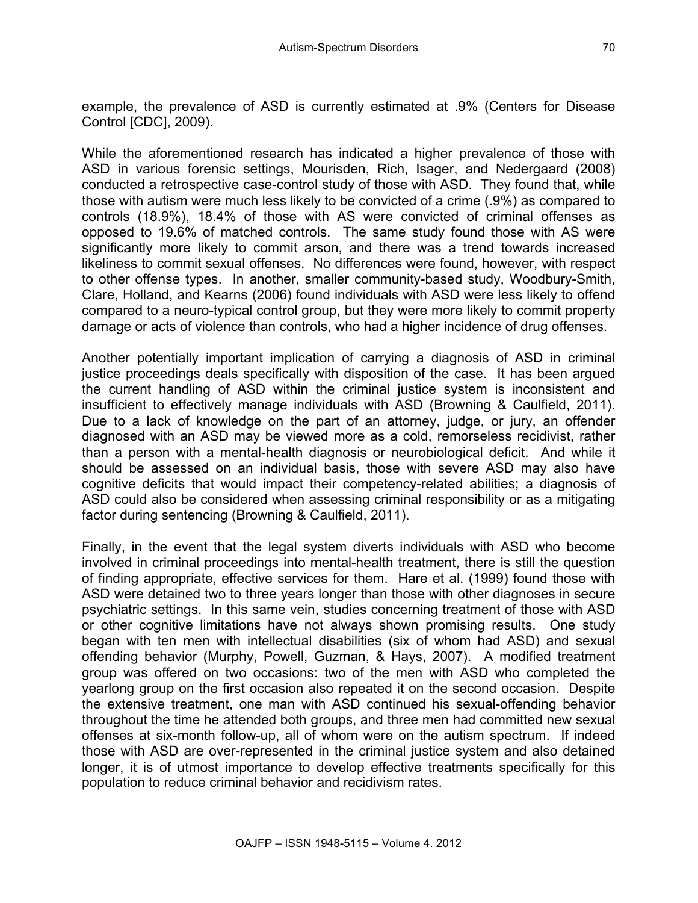example, the prevalence of ASD is currently estimated at .9% (Centers for Disease Control [CDC], 2009).

While the aforementioned research has indicated a higher prevalence of those with ASD in various forensic settings, Mourisden, Rich, Isager, and Nedergaard (2008) conducted a retrospective case-control study of those with ASD. They found that, while those with autism were much less likely to be convicted of a crime (.9%) as compared to controls (18.9%), 18.4% of those with AS were convicted of criminal offenses as opposed to 19.6% of matched controls. The same study found those with AS were significantly more likely to commit arson, and there was a trend towards increased likeliness to commit sexual offenses. No differences were found, however, with respect to other offense types. In another, smaller community-based study, Woodbury-Smith, Clare, Holland, and Kearns (2006) found individuals with ASD were less likely to offend compared to a neuro-typical control group, but they were more likely to commit property damage or acts of violence than controls, who had a higher incidence of drug offenses.

Another potentially important implication of carrying a diagnosis of ASD in criminal justice proceedings deals specifically with disposition of the case. It has been argued the current handling of ASD within the criminal justice system is inconsistent and insufficient to effectively manage individuals with ASD (Browning & Caulfield, 2011). Due to a lack of knowledge on the part of an attorney, judge, or jury, an offender diagnosed with an ASD may be viewed more as a cold, remorseless recidivist, rather than a person with a mental-health diagnosis or neurobiological deficit. And while it should be assessed on an individual basis, those with severe ASD may also have cognitive deficits that would impact their competency-related abilities; a diagnosis of ASD could also be considered when assessing criminal responsibility or as a mitigating factor during sentencing (Browning & Caulfield, 2011).

Finally, in the event that the legal system diverts individuals with ASD who become involved in criminal proceedings into mental-health treatment, there is still the question of finding appropriate, effective services for them. Hare et al. (1999) found those with ASD were detained two to three years longer than those with other diagnoses in secure psychiatric settings. In this same vein, studies concerning treatment of those with ASD or other cognitive limitations have not always shown promising results. One study began with ten men with intellectual disabilities (six of whom had ASD) and sexual offending behavior (Murphy, Powell, Guzman, & Hays, 2007). A modified treatment group was offered on two occasions: two of the men with ASD who completed the yearlong group on the first occasion also repeated it on the second occasion. Despite the extensive treatment, one man with ASD continued his sexual-offending behavior throughout the time he attended both groups, and three men had committed new sexual offenses at six-month follow-up, all of whom were on the autism spectrum. If indeed those with ASD are over-represented in the criminal justice system and also detained longer, it is of utmost importance to develop effective treatments specifically for this population to reduce criminal behavior and recidivism rates.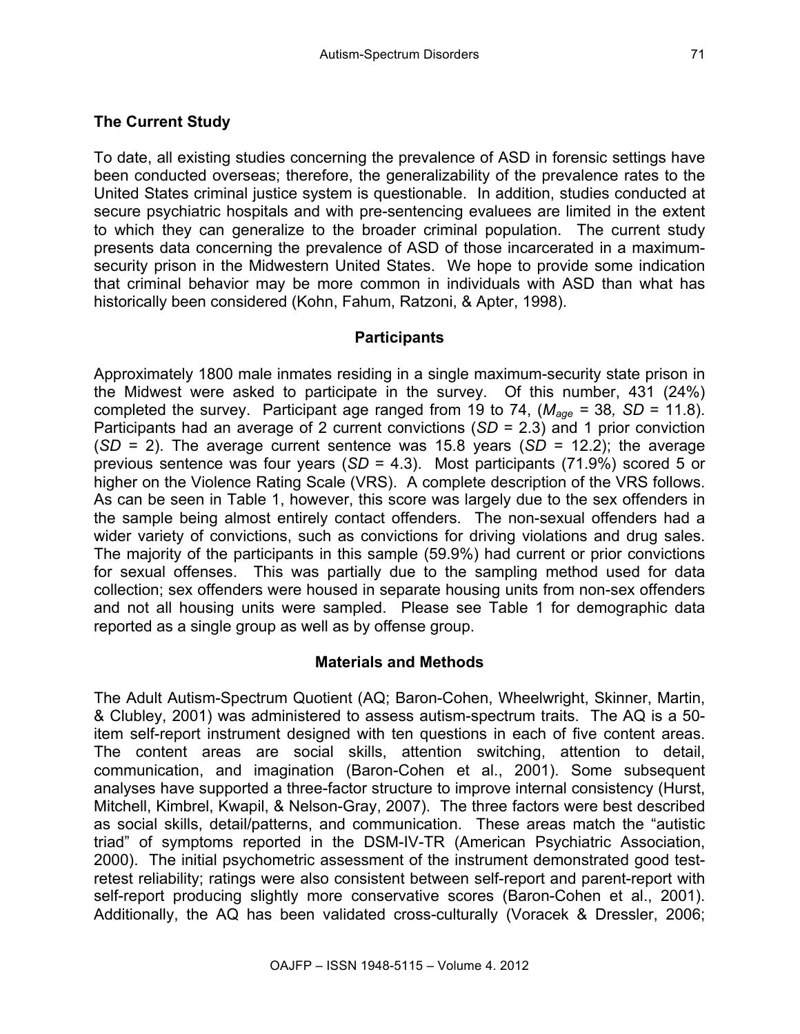## The Current Study

To date, all existing studies concerning the prevalence of ASD in forensic settings have been conducted overseas; therefore, the generalizability of the prevalence rates to the United States criminal justice system is questionable. In addition, studies conducted at secure psychiatric hospitals and with pre-sentencing evaluees are limited in the extent to which they can generalize to the broader criminal population. The current study presents data concerning the prevalence of ASD of those incarcerated in a maximum-security prison in the Midwestern United States. We hope to provide some indication that criminal behavior may be more common in individuals with ASD than what has historically been considered (Kohn, Fahum, Ratzoni, & Apter, 1998).

## Participants

Approximately 1800 male inmates residing in a single maximum-security state prison in the Midwest were asked to participate in the survey. Of this number, 431 (24%) completed the survey. Participant age ranged from 19 to 74, ($M_{age}$ = 38, *SD* = 11.8). Participants had an average of 2 current convictions (*SD* = 2.3) and 1 prior conviction (*SD* = 2). The average current sentence was 15.8 years (*SD* = 12.2); the average previous sentence was four years (*SD* = 4.3). Most participants (71.9%) scored 5 or higher on the Violence Rating Scale (VRS). A complete description of the VRS follows. As can be seen in Table 1, however, this score was largely due to the sex offenders in the sample being almost entirely contact offenders. The non-sexual offenders had a wider variety of convictions, such as convictions for driving violations and drug sales. The majority of the participants in this sample (59.9%) had current or prior convictions for sexual offenses. This was partially due to the sampling method used for data collection; sex offenders were housed in separate housing units from non-sex offenders and not all housing units were sampled. Please see Table 1 for demographic data reported as a single group as well as by offense group.

## Materials and Methods

The Adult Autism-Spectrum Quotient (AQ; Baron-Cohen, Wheelwright, Skinner, Martin, & Clubley, 2001) was administered to assess autism-spectrum traits. The AQ is a 50-item self-report instrument designed with ten questions in each of five content areas. The content areas are social skills, attention switching, attention to detail, communication, and imagination (Baron-Cohen et al., 2001). Some subsequent analyses have supported a three-factor structure to improve internal consistency (Hurst, Mitchell, Kimbrel, Kwapil, & Nelson-Gray, 2007). The three factors were best described as social skills, detail/patterns, and communication. These areas match the "autistic triad" of symptoms reported in the DSM-IV-TR (American Psychiatric Association, 2000). The initial psychometric assessment of the instrument demonstrated good test-retest reliability; ratings were also consistent between self-report and parent-report with self-report producing slightly more conservative scores (Baron-Cohen et al., 2001). Additionally, the AQ has been validated cross-culturally (Voracek & Dressler, 2006;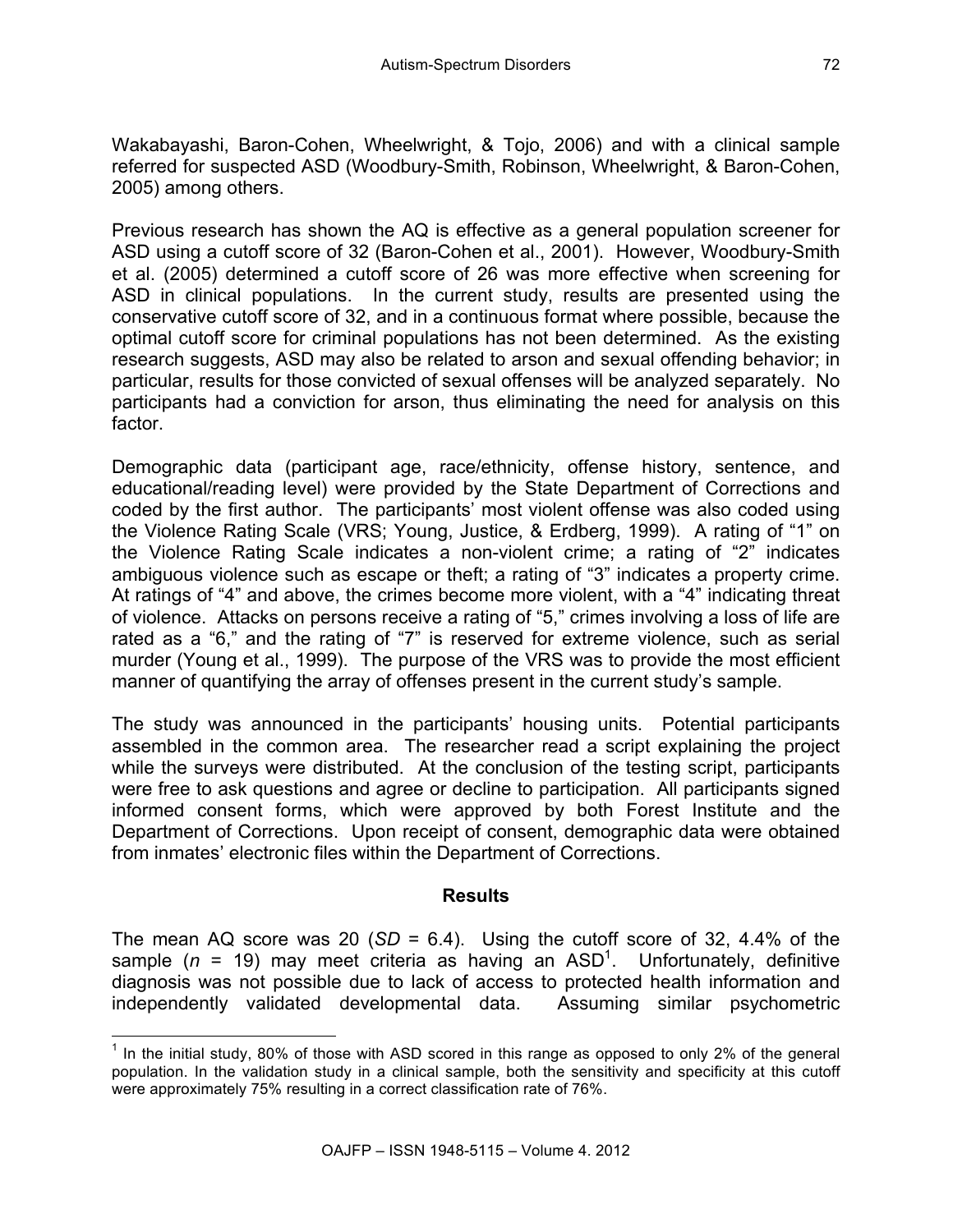Wakabayashi, Baron-Cohen, Wheelwright, & Tojo, 2006) and with a clinical sample referred for suspected ASD (Woodbury-Smith, Robinson, Wheelwright, & Baron-Cohen, 2005) among others.

Previous research has shown the AQ is effective as a general population screener for ASD using a cutoff score of 32 (Baron-Cohen et al., 2001). However, Woodbury-Smith et al. (2005) determined a cutoff score of 26 was more effective when screening for ASD in clinical populations. In the current study, results are presented using the conservative cutoff score of 32, and in a continuous format where possible, because the optimal cutoff score for criminal populations has not been determined. As the existing research suggests, ASD may also be related to arson and sexual offending behavior; in particular, results for those convicted of sexual offenses will be analyzed separately. No participants had a conviction for arson, thus eliminating the need for analysis on this factor.

Demographic data (participant age, race/ethnicity, offense history, sentence, and educational/reading level) were provided by the State Department of Corrections and coded by the first author. The participants' most violent offense was also coded using the Violence Rating Scale (VRS; Young, Justice, & Erdberg, 1999). A rating of "1" on the Violence Rating Scale indicates a non-violent crime; a rating of "2" indicates ambiguous violence such as escape or theft; a rating of "3" indicates a property crime. At ratings of "4" and above, the crimes become more violent, with a "4" indicating threat of violence. Attacks on persons receive a rating of "5," crimes involving a loss of life are rated as a "6," and the rating of "7" is reserved for extreme violence, such as serial murder (Young et al., 1999). The purpose of the VRS was to provide the most efficient manner of quantifying the array of offenses present in the current study's sample.

The study was announced in the participants' housing units. Potential participants assembled in the common area. The researcher read a script explaining the project while the surveys were distributed. At the conclusion of the testing script, participants were free to ask questions and agree or decline to participation. All participants signed informed consent forms, which were approved by both Forest Institute and the Department of Corrections. Upon receipt of consent, demographic data were obtained from inmates' electronic files within the Department of Corrections.

## Results

The mean AQ score was 20 (*SD* = 6.4). Using the cutoff score of 32, 4.4% of the sample (*n* = 19) may meet criteria as having an ASD[1]. Unfortunately, definitive diagnosis was not possible due to lack of access to protected health information and independently validated developmental data. Assuming similar psychometric

---

[1] In the initial study, 80% of those with ASD scored in this range as opposed to only 2% of the general population. In the validation study in a clinical sample, both the sensitivity and specificity at this cutoff were approximately 75% resulting in a correct classification rate of 76%.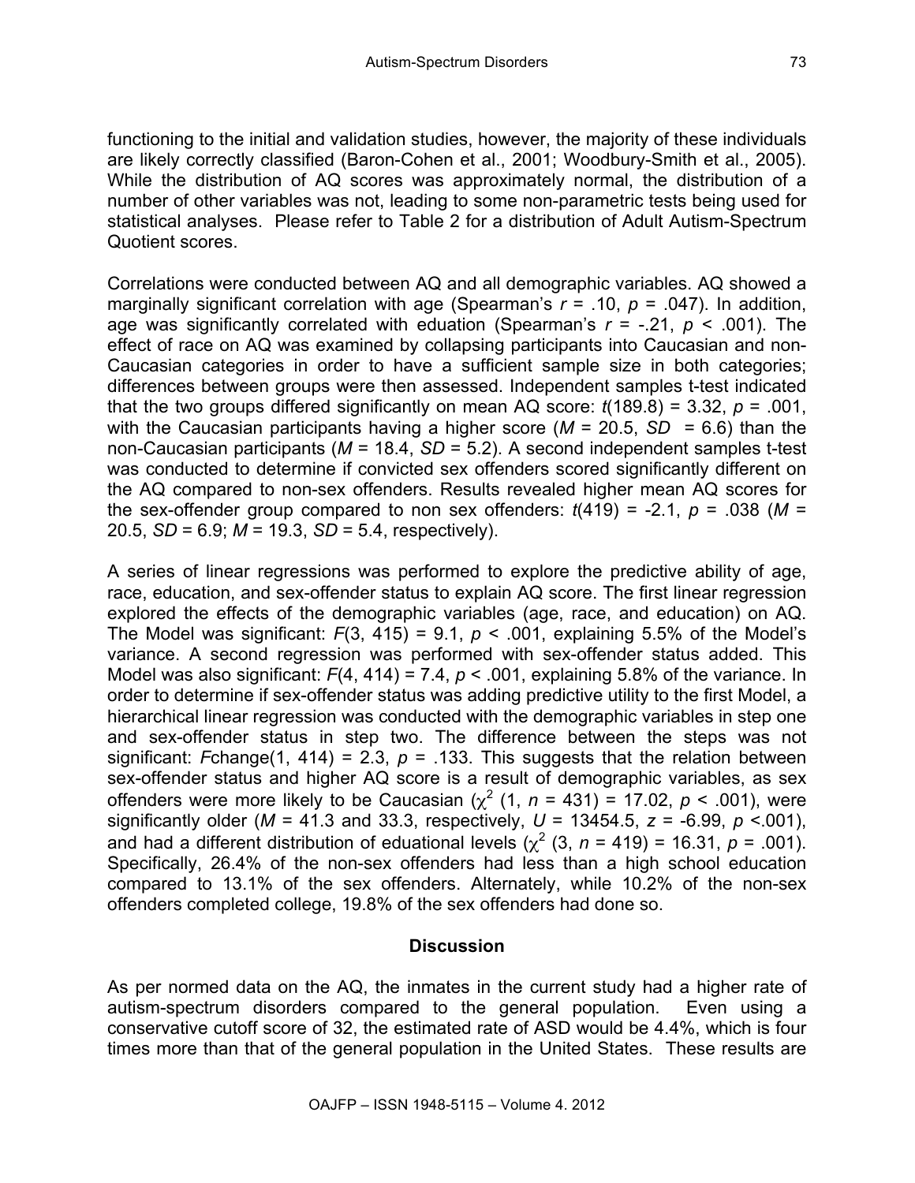functioning to the initial and validation studies, however, the majority of these individuals are likely correctly classified (Baron-Cohen et al., 2001; Woodbury-Smith et al., 2005). While the distribution of AQ scores was approximately normal, the distribution of a number of other variables was not, leading to some non-parametric tests being used for statistical analyses. Please refer to Table 2 for a distribution of Adult Autism-Spectrum Quotient scores.

Correlations were conducted between AQ and all demographic variables. AQ showed a marginally significant correlation with age (Spearman's $r$ = .10, $p$ = .047). In addition, age was significantly correlated with eduation (Spearman's $r$ = -.21, $p$ < .001). The effect of race on AQ was examined by collapsing participants into Caucasian and non-Caucasian categories in order to have a sufficient sample size in both categories; differences between groups were then assessed. Independent samples t-test indicated that the two groups differed significantly on mean AQ score: $t$(189.8) = 3.32, $p$ = .001, with the Caucasian participants having a higher score ($M$ = 20.5, $SD$ = 6.6) than the non-Caucasian participants ($M$ = 18.4, $SD$ = 5.2). A second independent samples t-test was conducted to determine if convicted sex offenders scored significantly different on the AQ compared to non-sex offenders. Results revealed higher mean AQ scores for the sex-offender group compared to non sex offenders: $t$(419) = -2.1, $p$ = .038 ($M$ = 20.5, $SD$ = 6.9; $M$ = 19.3, $SD$ = 5.4, respectively).

A series of linear regressions was performed to explore the predictive ability of age, race, education, and sex-offender status to explain AQ score. The first linear regression explored the effects of the demographic variables (age, race, and education) on AQ. The Model was significant: $F$(3, 415) = 9.1, $p$ < .001, explaining 5.5% of the Model's variance. A second regression was performed with sex-offender status added. This Model was also significant: $F$(4, 414) = 7.4, $p$ < .001, explaining 5.8% of the variance. In order to determine if sex-offender status was adding predictive utility to the first Model, a hierarchical linear regression was conducted with the demographic variables in step one and sex-offender status in step two. The difference between the steps was not significant: $F$change(1, 414) = 2.3, $p$ = .133. This suggests that the relation between sex-offender status and higher AQ score is a result of demographic variables, as sex offenders were more likely to be Caucasian ($\chi^2$ (1, $n$ = 431) = 17.02, $p$ < .001), were significantly older ($M$ = 41.3 and 33.3, respectively, $U$ = 13454.5, $z$ = -6.99, $p$ <.001), and had a different distribution of eduational levels ($\chi^2$ (3, $n$ = 419) = 16.31, $p$ = .001). Specifically, 26.4% of the non-sex offenders had less than a high school education compared to 13.1% of the sex offenders. Alternately, while 10.2% of the non-sex offenders completed college, 19.8% of the sex offenders had done so.

## Discussion

As per normed data on the AQ, the inmates in the current study had a higher rate of autism-spectrum disorders compared to the general population. Even using a conservative cutoff score of 32, the estimated rate of ASD would be 4.4%, which is four times more than that of the general population in the United States. These results are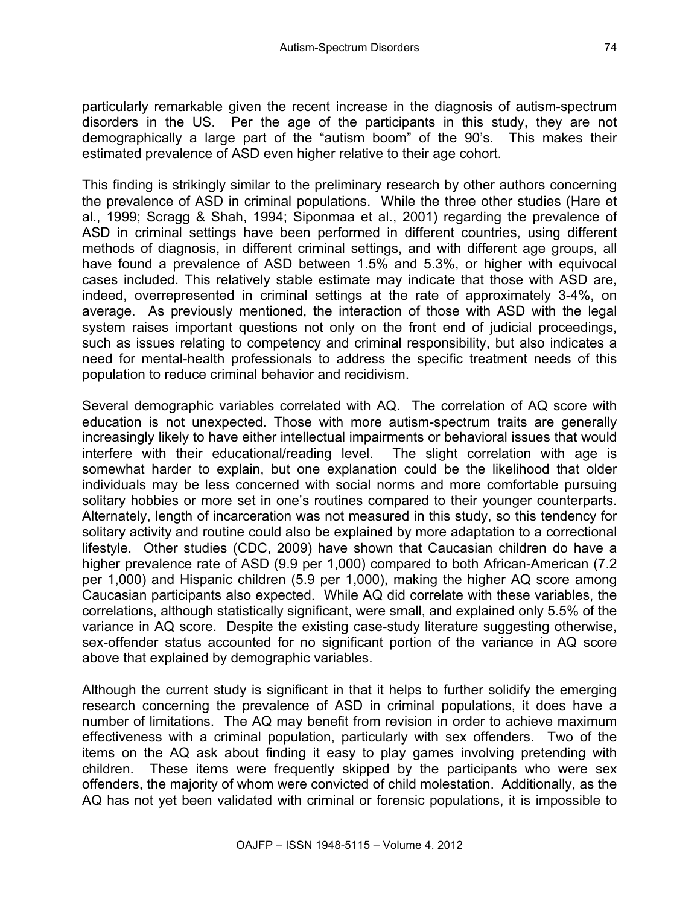particularly remarkable given the recent increase in the diagnosis of autism-spectrum disorders in the US. Per the age of the participants in this study, they are not demographically a large part of the "autism boom" of the 90's. This makes their estimated prevalence of ASD even higher relative to their age cohort.

This finding is strikingly similar to the preliminary research by other authors concerning the prevalence of ASD in criminal populations. While the three other studies (Hare et al., 1999; Scragg & Shah, 1994; Siponmaa et al., 2001) regarding the prevalence of ASD in criminal settings have been performed in different countries, using different methods of diagnosis, in different criminal settings, and with different age groups, all have found a prevalence of ASD between 1.5% and 5.3%, or higher with equivocal cases included. This relatively stable estimate may indicate that those with ASD are, indeed, overrepresented in criminal settings at the rate of approximately 3-4%, on average. As previously mentioned, the interaction of those with ASD with the legal system raises important questions not only on the front end of judicial proceedings, such as issues relating to competency and criminal responsibility, but also indicates a need for mental-health professionals to address the specific treatment needs of this population to reduce criminal behavior and recidivism.

Several demographic variables correlated with AQ. The correlation of AQ score with education is not unexpected. Those with more autism-spectrum traits are generally increasingly likely to have either intellectual impairments or behavioral issues that would interfere with their educational/reading level. The slight correlation with age is somewhat harder to explain, but one explanation could be the likelihood that older individuals may be less concerned with social norms and more comfortable pursuing solitary hobbies or more set in one's routines compared to their younger counterparts. Alternately, length of incarceration was not measured in this study, so this tendency for solitary activity and routine could also be explained by more adaptation to a correctional lifestyle. Other studies (CDC, 2009) have shown that Caucasian children do have a higher prevalence rate of ASD (9.9 per 1,000) compared to both African-American (7.2 per 1,000) and Hispanic children (5.9 per 1,000), making the higher AQ score among Caucasian participants also expected. While AQ did correlate with these variables, the correlations, although statistically significant, were small, and explained only 5.5% of the variance in AQ score. Despite the existing case-study literature suggesting otherwise, sex-offender status accounted for no significant portion of the variance in AQ score above that explained by demographic variables.

Although the current study is significant in that it helps to further solidify the emerging research concerning the prevalence of ASD in criminal populations, it does have a number of limitations. The AQ may benefit from revision in order to achieve maximum effectiveness with a criminal population, particularly with sex offenders. Two of the items on the AQ ask about finding it easy to play games involving pretending with children. These items were frequently skipped by the participants who were sex offenders, the majority of whom were convicted of child molestation. Additionally, as the AQ has not yet been validated with criminal or forensic populations, it is impossible to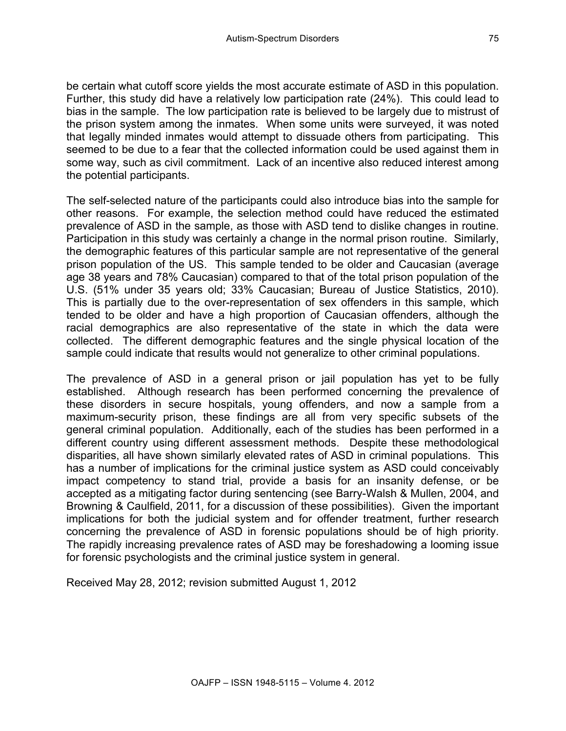be certain what cutoff score yields the most accurate estimate of ASD in this population. Further, this study did have a relatively low participation rate (24%). This could lead to bias in the sample. The low participation rate is believed to be largely due to mistrust of the prison system among the inmates. When some units were surveyed, it was noted that legally minded inmates would attempt to dissuade others from participating. This seemed to be due to a fear that the collected information could be used against them in some way, such as civil commitment. Lack of an incentive also reduced interest among the potential participants.

The self-selected nature of the participants could also introduce bias into the sample for other reasons. For example, the selection method could have reduced the estimated prevalence of ASD in the sample, as those with ASD tend to dislike changes in routine. Participation in this study was certainly a change in the normal prison routine. Similarly, the demographic features of this particular sample are not representative of the general prison population of the US. This sample tended to be older and Caucasian (average age 38 years and 78% Caucasian) compared to that of the total prison population of the U.S. (51% under 35 years old; 33% Caucasian; Bureau of Justice Statistics, 2010). This is partially due to the over-representation of sex offenders in this sample, which tended to be older and have a high proportion of Caucasian offenders, although the racial demographics are also representative of the state in which the data were collected. The different demographic features and the single physical location of the sample could indicate that results would not generalize to other criminal populations.

The prevalence of ASD in a general prison or jail population has yet to be fully established. Although research has been performed concerning the prevalence of these disorders in secure hospitals, young offenders, and now a sample from a maximum-security prison, these findings are all from very specific subsets of the general criminal population. Additionally, each of the studies has been performed in a different country using different assessment methods. Despite these methodological disparities, all have shown similarly elevated rates of ASD in criminal populations. This has a number of implications for the criminal justice system as ASD could conceivably impact competency to stand trial, provide a basis for an insanity defense, or be accepted as a mitigating factor during sentencing (see Barry-Walsh & Mullen, 2004, and Browning & Caulfield, 2011, for a discussion of these possibilities). Given the important implications for both the judicial system and for offender treatment, further research concerning the prevalence of ASD in forensic populations should be of high priority. The rapidly increasing prevalence rates of ASD may be foreshadowing a looming issue for forensic psychologists and the criminal justice system in general.

Received May 28, 2012; revision submitted August 1, 2012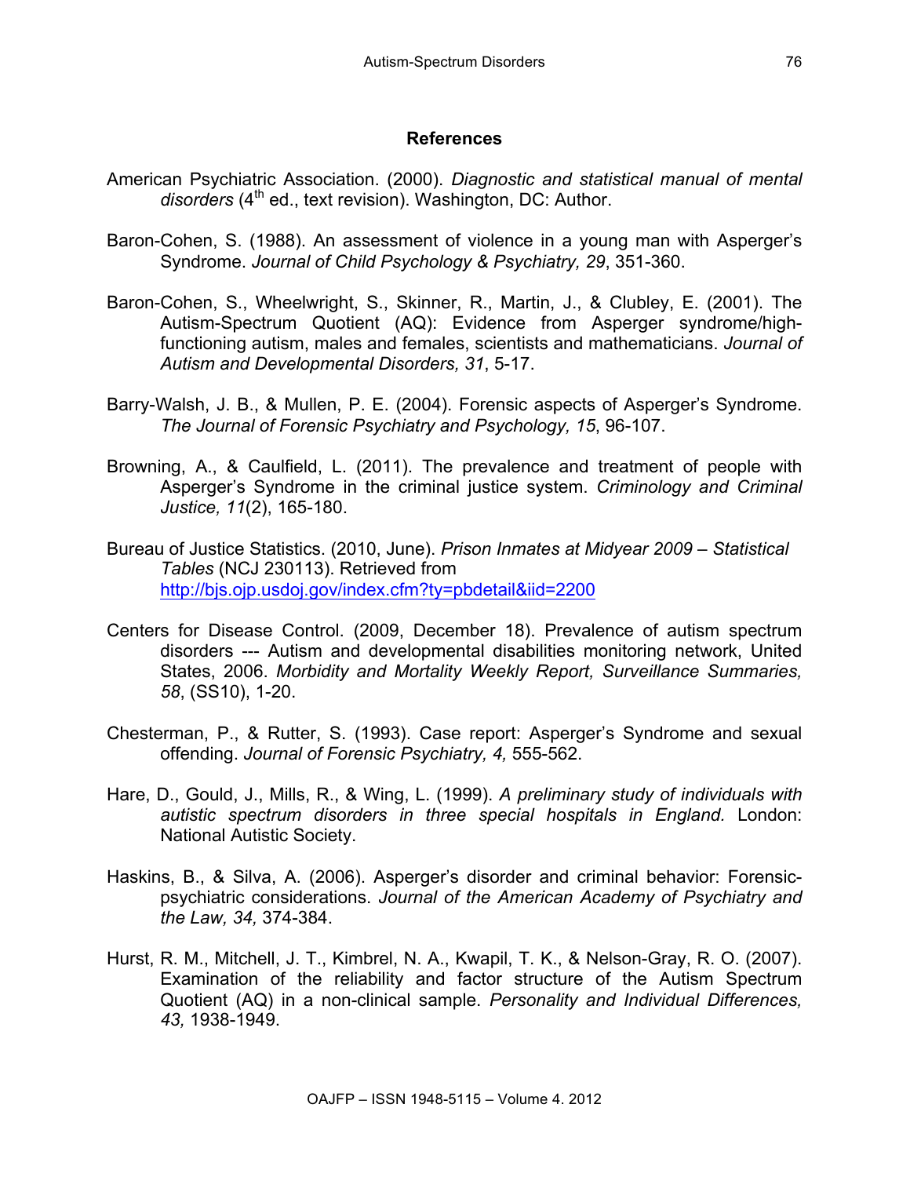## References

American Psychiatric Association. (2000). *Diagnostic and statistical manual of mental disorders* (4th ed., text revision). Washington, DC: Author.

Baron-Cohen, S. (1988). An assessment of violence in a young man with Asperger's Syndrome. *Journal of Child Psychology & Psychiatry, 29*, 351-360.

Baron-Cohen, S., Wheelwright, S., Skinner, R., Martin, J., & Clubley, E. (2001). The Autism-Spectrum Quotient (AQ): Evidence from Asperger syndrome/high-functioning autism, males and females, scientists and mathematicians. *Journal of Autism and Developmental Disorders, 31*, 5-17.

Barry-Walsh, J. B., & Mullen, P. E. (2004). Forensic aspects of Asperger's Syndrome. *The Journal of Forensic Psychiatry and Psychology, 15*, 96-107.

Browning, A., & Caulfield, L. (2011). The prevalence and treatment of people with Asperger's Syndrome in the criminal justice system. *Criminology and Criminal Justice, 11*(2), 165-180.

Bureau of Justice Statistics. (2010, June). *Prison Inmates at Midyear 2009 – Statistical Tables* (NCJ 230113). Retrieved from http://bjs.ojp.usdoj.gov/index.cfm?ty=pbdetail&iid=2200

Centers for Disease Control. (2009, December 18). Prevalence of autism spectrum disorders --- Autism and developmental disabilities monitoring network, United States, 2006. *Morbidity and Mortality Weekly Report, Surveillance Summaries, 58*, (SS10), 1-20.

Chesterman, P., & Rutter, S. (1993). Case report: Asperger's Syndrome and sexual offending. *Journal of Forensic Psychiatry, 4,* 555-562.

Hare, D., Gould, J., Mills, R., & Wing, L. (1999). *A preliminary study of individuals with autistic spectrum disorders in three special hospitals in England.* London: National Autistic Society.

Haskins, B., & Silva, A. (2006). Asperger's disorder and criminal behavior: Forensic-psychiatric considerations. *Journal of the American Academy of Psychiatry and the Law, 34,* 374-384.

Hurst, R. M., Mitchell, J. T., Kimbrel, N. A., Kwapil, T. K., & Nelson-Gray, R. O. (2007). Examination of the reliability and factor structure of the Autism Spectrum Quotient (AQ) in a non-clinical sample. *Personality and Individual Differences, 43,* 1938-1949.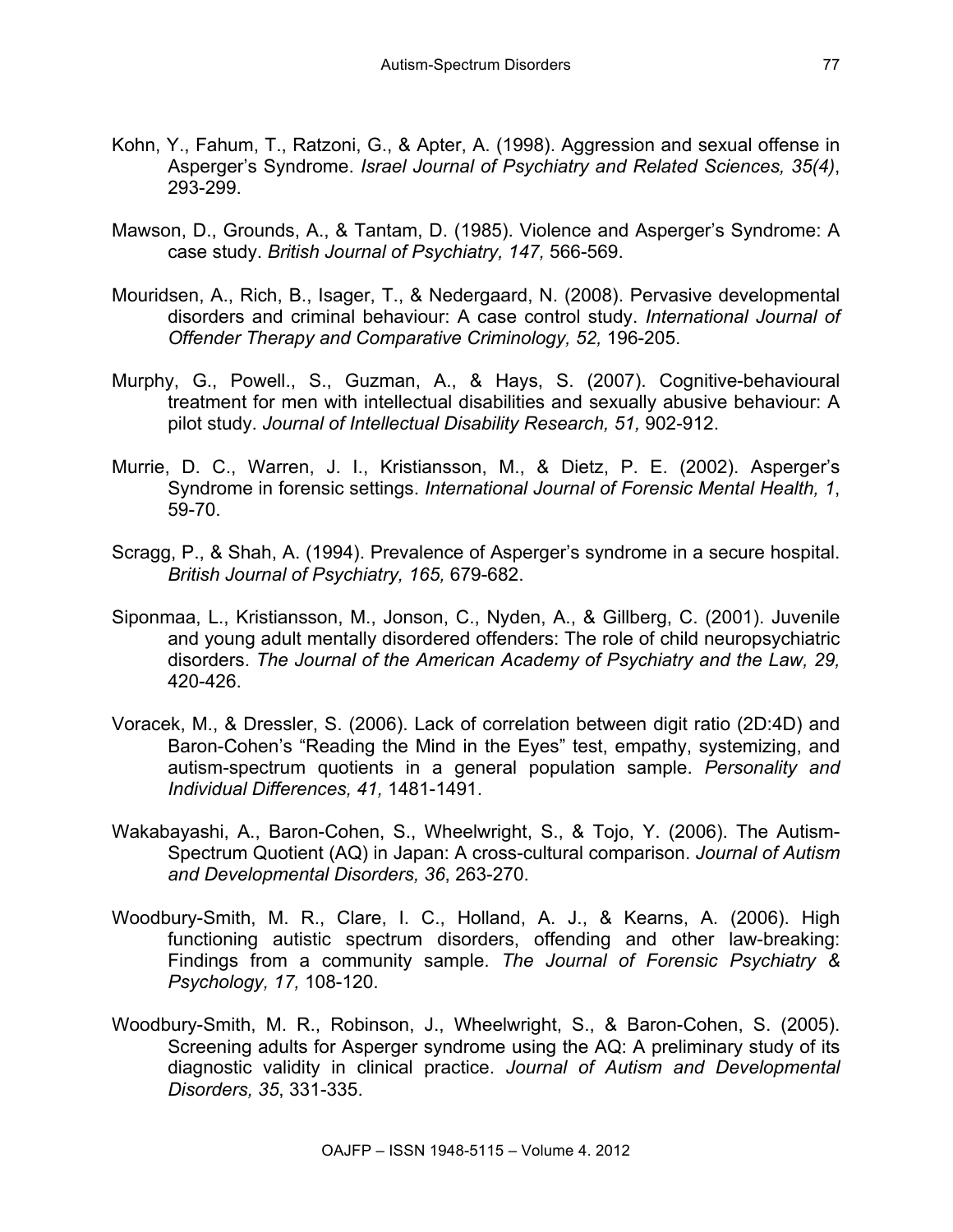Kohn, Y., Fahum, T., Ratzoni, G., & Apter, A. (1998). Aggression and sexual offense in Asperger's Syndrome. *Israel Journal of Psychiatry and Related Sciences, 35(4)*, 293-299.

Mawson, D., Grounds, A., & Tantam, D. (1985). Violence and Asperger's Syndrome: A case study. *British Journal of Psychiatry, 147,* 566-569.

Mouridsen, A., Rich, B., Isager, T., & Nedergaard, N. (2008). Pervasive developmental disorders and criminal behaviour: A case control study. *International Journal of Offender Therapy and Comparative Criminology, 52,* 196-205.

Murphy, G., Powell., S., Guzman, A., & Hays, S. (2007). Cognitive-behavioural treatment for men with intellectual disabilities and sexually abusive behaviour: A pilot study. *Journal of Intellectual Disability Research, 51,* 902-912.

Murrie, D. C., Warren, J. I., Kristiansson, M., & Dietz, P. E. (2002). Asperger's Syndrome in forensic settings. *International Journal of Forensic Mental Health, 1*, 59-70.

Scragg, P., & Shah, A. (1994). Prevalence of Asperger's syndrome in a secure hospital. *British Journal of Psychiatry, 165,* 679-682.

Siponmaa, L., Kristiansson, M., Jonson, C., Nyden, A., & Gillberg, C. (2001). Juvenile and young adult mentally disordered offenders: The role of child neuropsychiatric disorders. *The Journal of the American Academy of Psychiatry and the Law, 29,* 420-426.

Voracek, M., & Dressler, S. (2006). Lack of correlation between digit ratio (2D:4D) and Baron-Cohen's "Reading the Mind in the Eyes" test, empathy, systemizing, and autism-spectrum quotients in a general population sample. *Personality and Individual Differences, 41,* 1481-1491.

Wakabayashi, A., Baron-Cohen, S., Wheelwright, S., & Tojo, Y. (2006). The Autism-Spectrum Quotient (AQ) in Japan: A cross-cultural comparison. *Journal of Autism and Developmental Disorders, 36*, 263-270.

Woodbury-Smith, M. R., Clare, I. C., Holland, A. J., & Kearns, A. (2006). High functioning autistic spectrum disorders, offending and other law-breaking: Findings from a community sample. *The Journal of Forensic Psychiatry & Psychology, 17,* 108-120.

Woodbury-Smith, M. R., Robinson, J., Wheelwright, S., & Baron-Cohen, S. (2005). Screening adults for Asperger syndrome using the AQ: A preliminary study of its diagnostic validity in clinical practice. *Journal of Autism and Developmental Disorders, 35*, 331-335.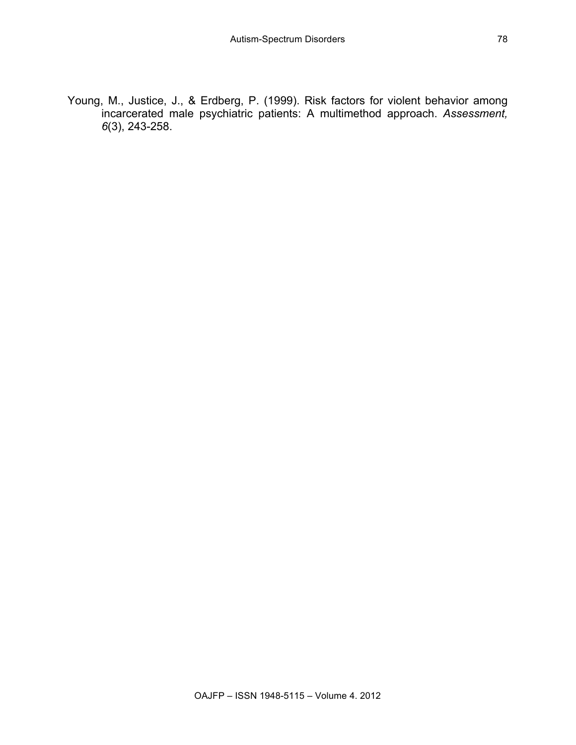Young, M., Justice, J., & Erdberg, P. (1999). Risk factors for violent behavior among incarcerated male psychiatric patients: A multimethod approach. *Assessment, 6*(3), 243-258.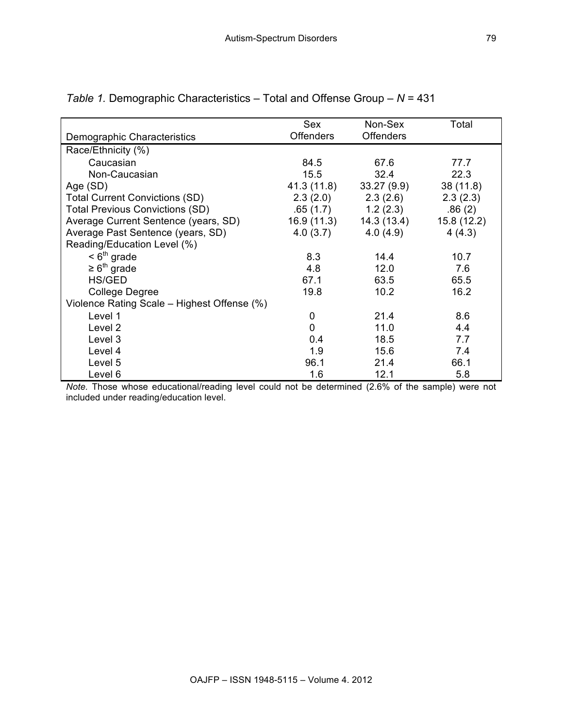*Table 1.* Demographic Characteristics – Total and Offense Group – *N* = 431

| Demographic Characteristics | Sex Offenders | Non-Sex Offenders | Total |
|---|---|---|---|
| Race/Ethnicity (%) | | | |
| Caucasian | 84.5 | 67.6 | 77.7 |
| Non-Caucasian | 15.5 | 32.4 | 22.3 |
| Age (SD) | 41.3 (11.8) | 33.27 (9.9) | 38 (11.8) |
| Total Current Convictions (SD) | 2.3 (2.0) | 2.3 (2.6) | 2.3 (2.3) |
| Total Previous Convictions (SD) | .65 (1.7) | 1.2 (2.3) | .86 (2) |
| Average Current Sentence (years, SD) | 16.9 (11.3) | 14.3 (13.4) | 15.8 (12.2) |
| Average Past Sentence (years, SD) | 4.0 (3.7) | 4.0 (4.9) | 4 (4.3) |
| Reading/Education Level (%) | | | |
| < 6th grade | 8.3 | 14.4 | 10.7 |
| ≥ 6th grade | 4.8 | 12.0 | 7.6 |
| HS/GED | 67.1 | 63.5 | 65.5 |
| College Degree | 19.8 | 10.2 | 16.2 |
| Violence Rating Scale – Highest Offense (%) | | | |
| Level 1 | 0 | 21.4 | 8.6 |
| Level 2 | 0 | 11.0 | 4.4 |
| Level 3 | 0.4 | 18.5 | 7.7 |
| Level 4 | 1.9 | 15.6 | 7.4 |
| Level 5 | 96.1 | 21.4 | 66.1 |
| Level 6 | 1.6 | 12.1 | 5.8 |

*Note*. Those whose educational/reading level could not be determined (2.6% of the sample) were not included under reading/education level.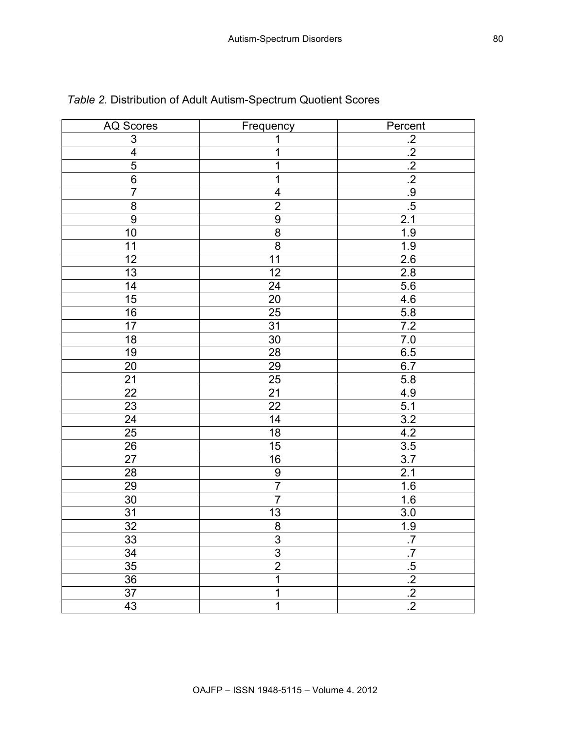*Table 2.* Distribution of Adult Autism-Spectrum Quotient Scores

| AQ Scores | Frequency | Percent |
|---|---|---|
| 3 | 1 | .2 |
| 4 | 1 | .2 |
| 5 | 1 | .2 |
| 6 | 1 | .2 |
| 7 | 4 | .9 |
| 8 | 2 | .5 |
| 9 | 9 | 2.1 |
| 10 | 8 | 1.9 |
| 11 | 8 | 1.9 |
| 12 | 11 | 2.6 |
| 13 | 12 | 2.8 |
| 14 | 24 | 5.6 |
| 15 | 20 | 4.6 |
| 16 | 25 | 5.8 |
| 17 | 31 | 7.2 |
| 18 | 30 | 7.0 |
| 19 | 28 | 6.5 |
| 20 | 29 | 6.7 |
| 21 | 25 | 5.8 |
| 22 | 21 | 4.9 |
| 23 | 22 | 5.1 |
| 24 | 14 | 3.2 |
| 25 | 18 | 4.2 |
| 26 | 15 | 3.5 |
| 27 | 16 | 3.7 |
| 28 | 9 | 2.1 |
| 29 | 7 | 1.6 |
| 30 | 7 | 1.6 |
| 31 | 13 | 3.0 |
| 32 | 8 | 1.9 |
| 33 | 3 | .7 |
| 34 | 3 | .7 |
| 35 | 2 | .5 |
| 36 | 1 | .2 |
| 37 | 1 | .2 |
| 43 | 1 | .2 |